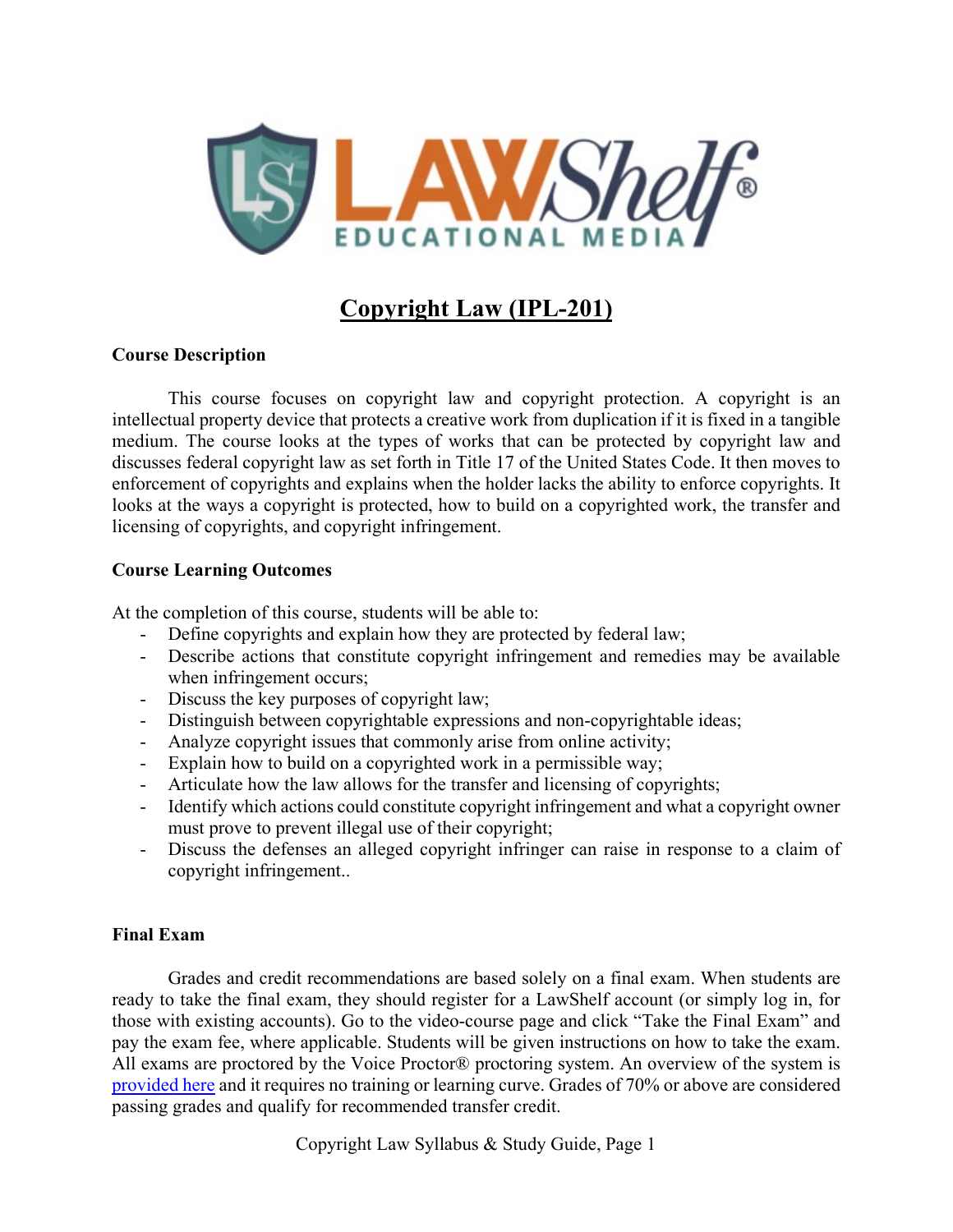# Copyright Law (IPL-201)

**Course Description**

This course focuses on copyright law and copyright protection. A copyright is an intellectual property device that protects a creative work from duplication if it is fixed in a tangible medium. The course looks at the types of works that can be protected by copyright law and discusses federal copyright law as set forth in Title 17 of the United States Code. It then moves to enforcement of copyrights and explains when the holder lacks the ability to enforce copyrights. It looks at the ways a copyright is protected, how to build on a copyrighted work, the transfer and licensing of copyrights, and copyright infringement.

**Course Learning Outcomes**

At the completion of this course, students will be able to:

- Define copyrights and explain how they are protected by federal law;
- Describe actions that constitute copyright infringement and remedies may be available when infringement occurs;
- Discuss the key purposes of copyright law;
- Distinguish between copyrightable expressions and non-copyrightable ideas;
- Analyze copyright issues that commonly arise from online activity;
- Explain how to build on a copyrighted work in a permissible way;
- Articulate how the law allows for the transfer and licensing of copyrights;
- Identify which actions could constitute copyright infringement and what a copyright owner must prove to prevent illegal use of their copyright;
- Discuss the defenses an alleged copyright infringer can raise in response to a claim of copyright infringement..

**Final Exam**

Grades and credit recommendations are based solely on a final exam. When students are ready to take the final exam, they should register for a LawShelf account (or simply log in, for those with existing accounts). Go to the video-course page and click "Take the Final Exam" and pay the exam fee, where applicable. Students will be given instructions on how to take the exam. All exams are proctored by the Voice Proctor® proctoring system. An overview of the system is provided here and it requires no training or learning curve. Grades of 70% or above are considered passing grades and qualify for recommended transfer credit.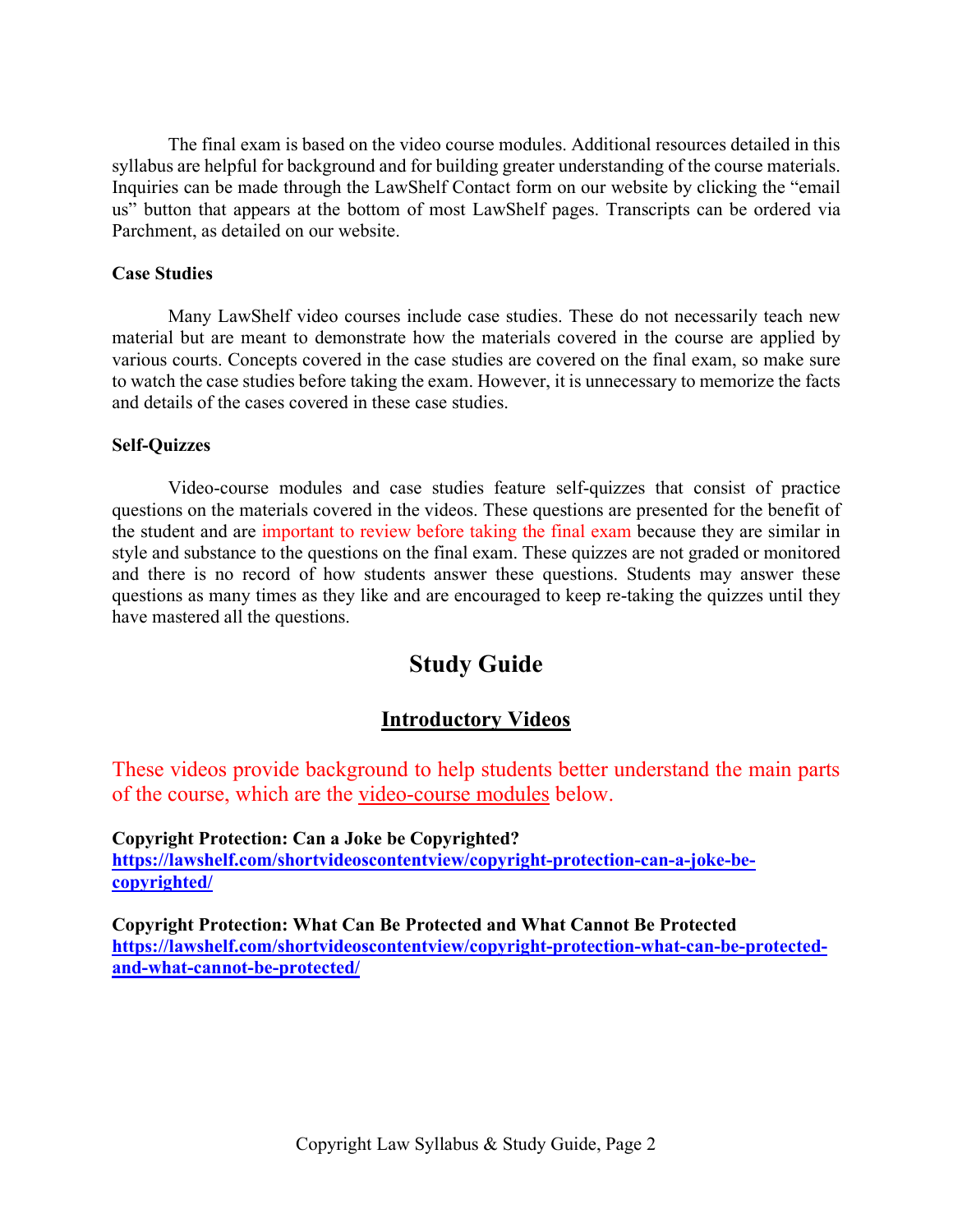The final exam is based on the video course modules. Additional resources detailed in this syllabus are helpful for background and for building greater understanding of the course materials. Inquiries can be made through the LawShelf Contact form on our website by clicking the "email us" button that appears at the bottom of most LawShelf pages. Transcripts can be ordered via Parchment, as detailed on our website.

**Case Studies**

Many LawShelf video courses include case studies. These do not necessarily teach new material but are meant to demonstrate how the materials covered in the course are applied by various courts. Concepts covered in the case studies are covered on the final exam, so make sure to watch the case studies before taking the exam. However, it is unnecessary to memorize the facts and details of the cases covered in these case studies.

**Self-Quizzes**

Video-course modules and case studies feature self-quizzes that consist of practice questions on the materials covered in the videos. These questions are presented for the benefit of the student and are important to review before taking the final exam because they are similar in style and substance to the questions on the final exam. These quizzes are not graded or monitored and there is no record of how students answer these questions. Students may answer these questions as many times as they like and are encouraged to keep re-taking the quizzes until they have mastered all the questions.

## Study Guide

### Introductory Videos

These videos provide background to help students better understand the main parts of the course, which are the video-course modules below.

**Copyright Protection: Can a Joke be Copyrighted?**
**https://lawshelf.com/shortvideoscontentview/copyright-protection-can-a-joke-be-copyrighted/**

**Copyright Protection: What Can Be Protected and What Cannot Be Protected**
**https://lawshelf.com/shortvideoscontentview/copyright-protection-what-can-be-protected-and-what-cannot-be-protected/**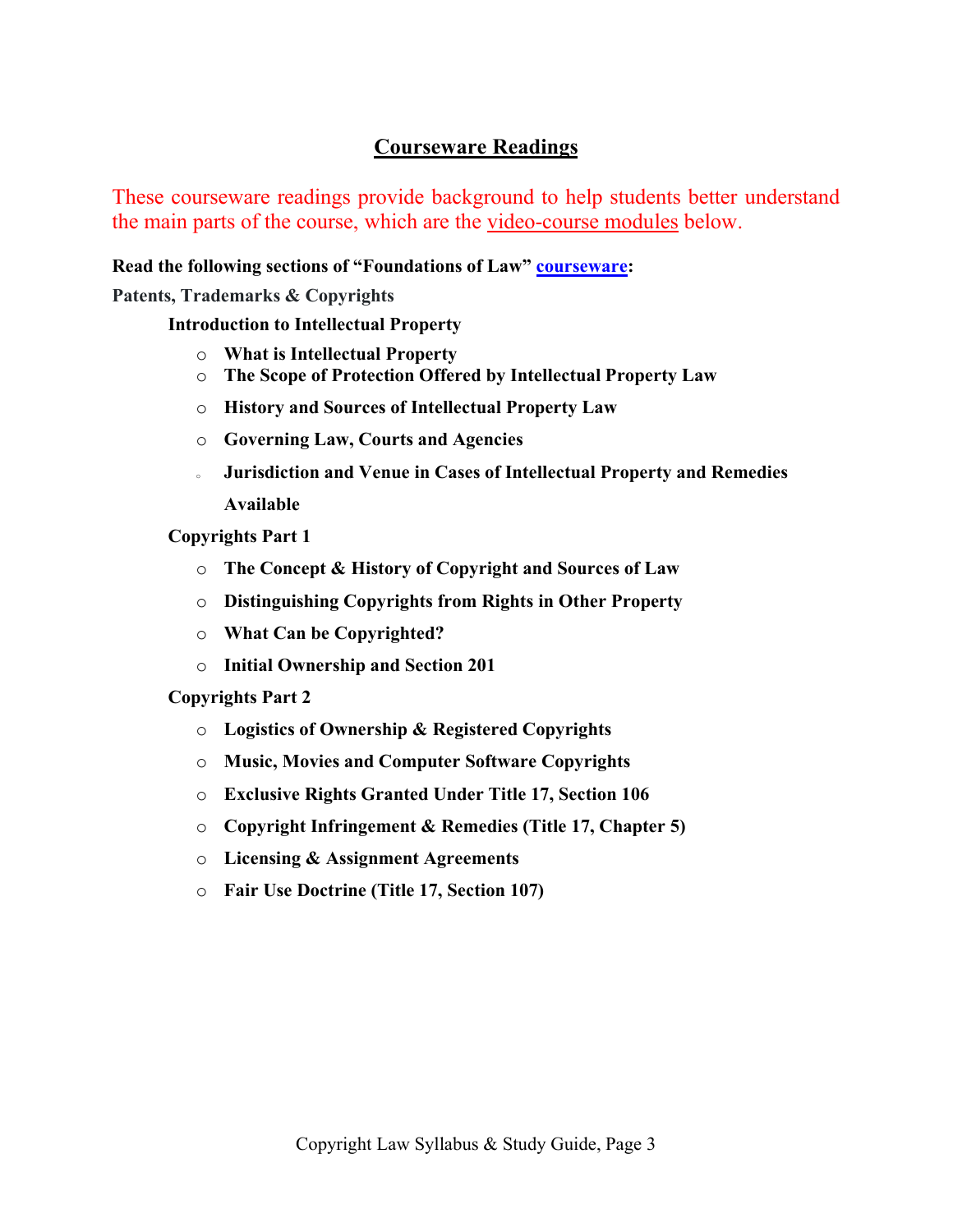## Courseware Readings

These courseware readings provide background to help students better understand the main parts of the course, which are the video-course modules below.

**Read the following sections of "Foundations of Law" courseware:**

**Patents, Trademarks & Copyrights**

**Introduction to Intellectual Property**

- **What is Intellectual Property**
- **The Scope of Protection Offered by Intellectual Property Law**
- **History and Sources of Intellectual Property Law**
- **Governing Law, Courts and Agencies**
- **Jurisdiction and Venue in Cases of Intellectual Property and Remedies Available**

**Copyrights Part 1**

- **The Concept & History of Copyright and Sources of Law**
- **Distinguishing Copyrights from Rights in Other Property**
- **What Can be Copyrighted?**
- **Initial Ownership and Section 201**

**Copyrights Part 2**

- **Logistics of Ownership & Registered Copyrights**
- **Music, Movies and Computer Software Copyrights**
- **Exclusive Rights Granted Under Title 17, Section 106**
- **Copyright Infringement & Remedies (Title 17, Chapter 5)**
- **Licensing & Assignment Agreements**
- **Fair Use Doctrine (Title 17, Section 107)**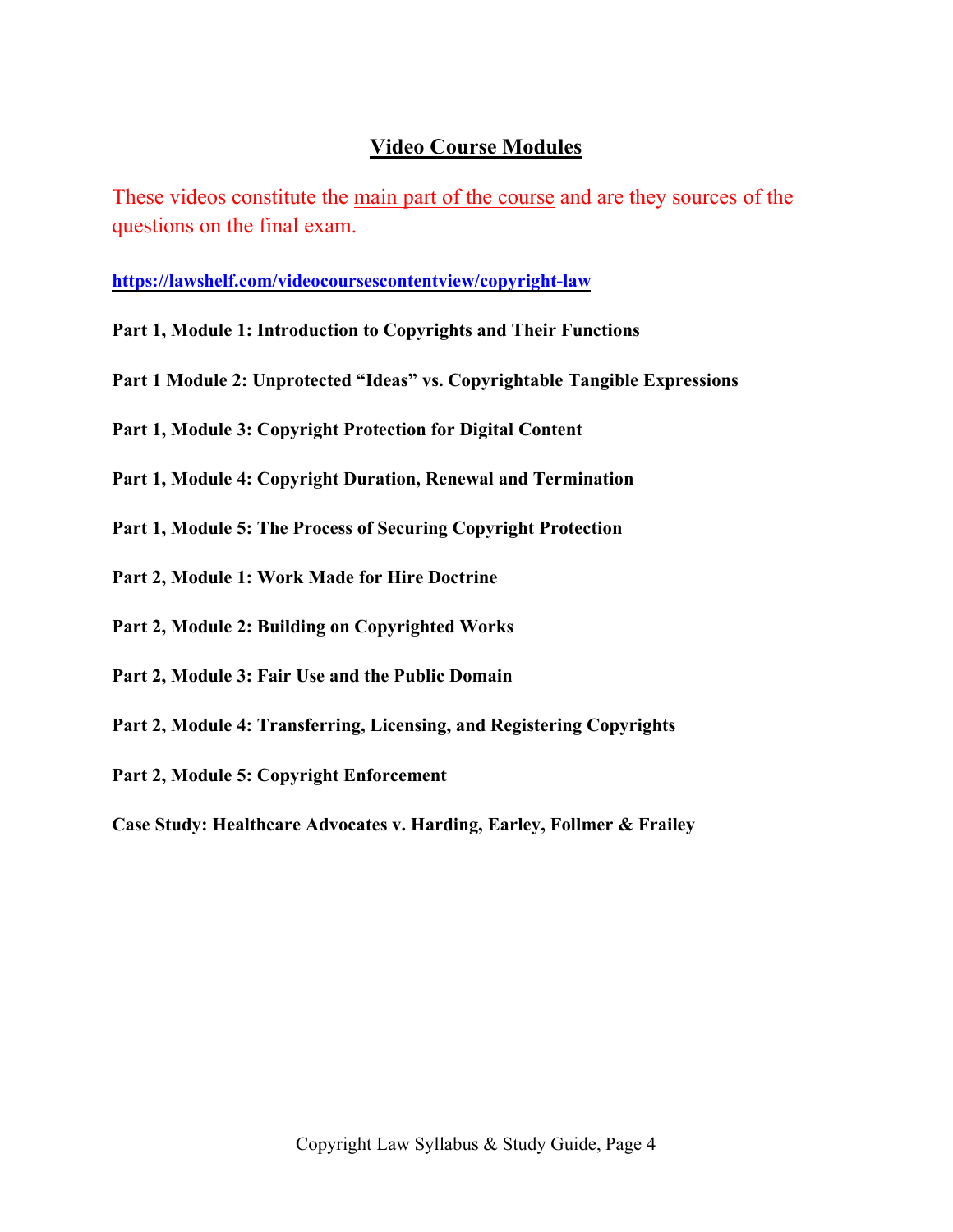## Video Course Modules

These videos constitute the main part of the course and are they sources of the questions on the final exam.

**https://lawshelf.com/videocoursescontentview/copyright-law**

**Part 1, Module 1: Introduction to Copyrights and Their Functions**

**Part 1 Module 2: Unprotected "Ideas" vs. Copyrightable Tangible Expressions**

**Part 1, Module 3: Copyright Protection for Digital Content**

**Part 1, Module 4: Copyright Duration, Renewal and Termination**

**Part 1, Module 5: The Process of Securing Copyright Protection**

**Part 2, Module 1: Work Made for Hire Doctrine**

**Part 2, Module 2: Building on Copyrighted Works**

**Part 2, Module 3: Fair Use and the Public Domain**

**Part 2, Module 4: Transferring, Licensing, and Registering Copyrights**

**Part 2, Module 5: Copyright Enforcement**

**Case Study: Healthcare Advocates v. Harding, Earley, Follmer & Frailey**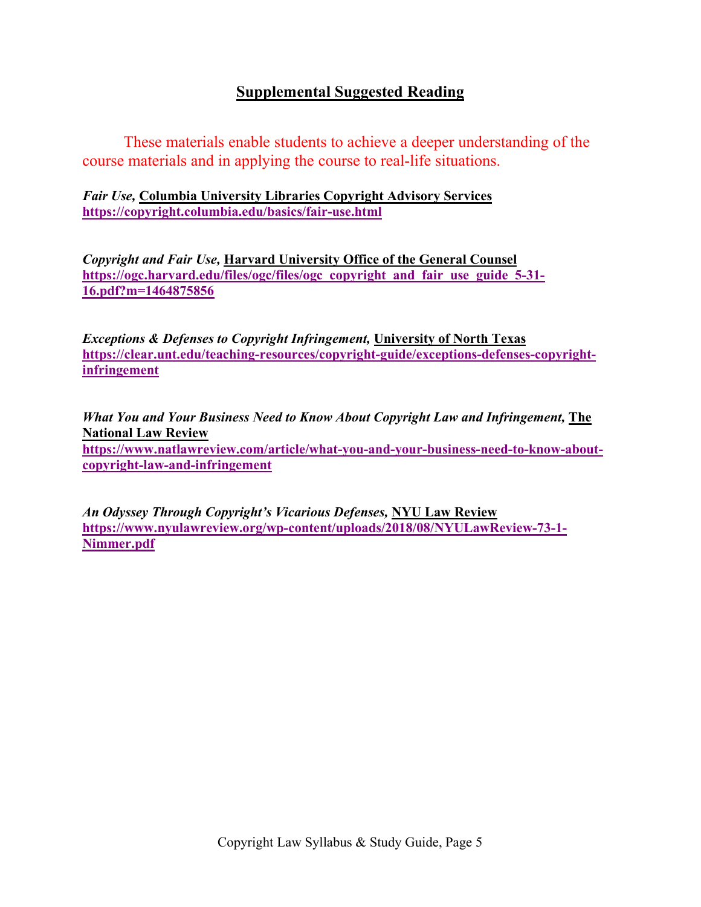## Supplemental Suggested Reading

These materials enable students to achieve a deeper understanding of the course materials and in applying the course to real-life situations.

***Fair Use,*** **Columbia University Libraries Copyright Advisory Services**
**https://copyright.columbia.edu/basics/fair-use.html**

***Copyright and Fair Use,*** **Harvard University Office of the General Counsel**
**https://ogc.harvard.edu/files/ogc/files/ogc_copyright_and_fair_use_guide_5-31-16.pdf?m=1464875856**

***Exceptions & Defenses to Copyright Infringement,*** **University of North Texas**
**https://clear.unt.edu/teaching-resources/copyright-guide/exceptions-defenses-copyright-infringement**

***What You and Your Business Need to Know About Copyright Law and Infringement,*** **The National Law Review**
**https://www.natlawreview.com/article/what-you-and-your-business-need-to-know-about-copyright-law-and-infringement**

***An Odyssey Through Copyright's Vicarious Defenses,*** **NYU Law Review**
**https://www.nyulawreview.org/wp-content/uploads/2018/08/NYULawReview-73-1-Nimmer.pdf**